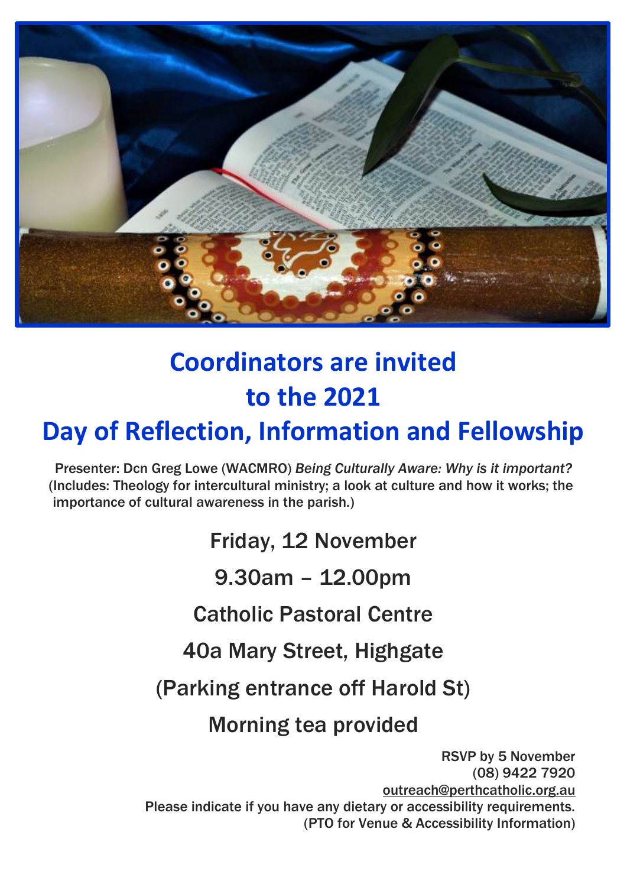# Coordinators are invited to the 2021 Day of Reflection, Information and Fellowship

Presenter: Dcn Greg Lowe (WACMRO) *Being Culturally Aware: Why is it important?* (Includes: Theology for intercultural ministry; a look at culture and how it works; the importance of cultural awareness in the parish.)

Friday, 12 November

9.30am – 12.00pm

Catholic Pastoral Centre

40a Mary Street, Highgate

(Parking entrance off Harold St)

Morning tea provided

RSVP by 5 November
(08) 9422 7920
outreach@perthcatholic.org.au
Please indicate if you have any dietary or accessibility requirements.
(PTO for Venue & Accessibility Information)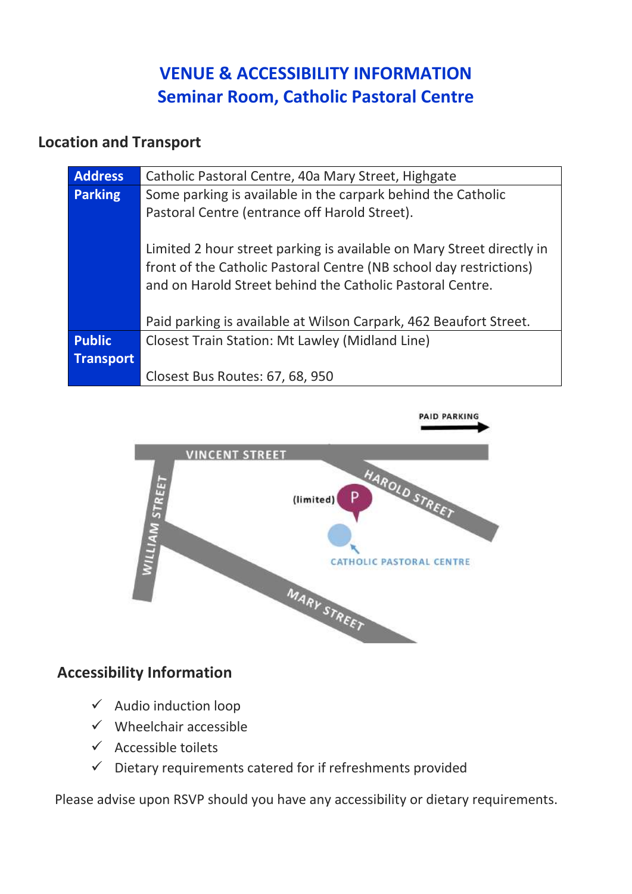# VENUE & ACCESSIBILITY INFORMATION
## Seminar Room, Catholic Pastoral Centre

### Location and Transport

| | |
|---|---|
| **Address** | Catholic Pastoral Centre, 40a Mary Street, Highgate |
| **Parking** | Some parking is available in the carpark behind the Catholic Pastoral Centre (entrance off Harold Street).<br><br>Limited 2 hour street parking is available on Mary Street directly in front of the Catholic Pastoral Centre (NB school day restrictions) and on Harold Street behind the Catholic Pastoral Centre.<br><br>Paid parking is available at Wilson Carpark, 462 Beaufort Street. |
| **Public Transport** | Closest Train Station: Mt Lawley (Midland Line)<br><br>Closest Bus Routes: 67, 68, 950 |

PAID PARKING

VINCENT STREET

HAROLD STREET

WILLIAM STREET

(limited) P

CATHOLIC PASTORAL CENTRE

MARY STREET

### Accessibility Information

- ✓ Audio induction loop
- ✓ Wheelchair accessible
- ✓ Accessible toilets
- ✓ Dietary requirements catered for if refreshments provided

Please advise upon RSVP should you have any accessibility or dietary requirements.